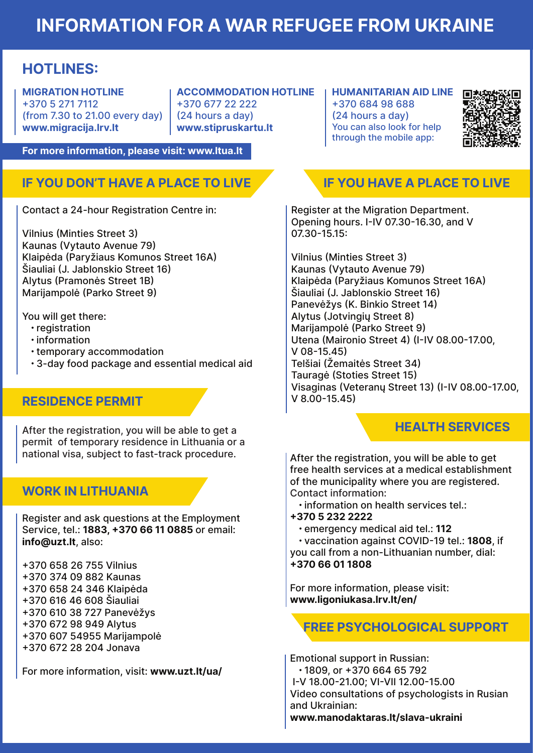# INFORMATION FOR A WAR REFUGEE FROM UKRAINE

## HOTLINES:

**MIGRATION HOTLINE**
+370 5 271 7112
(from 7.30 to 21.00 every day)
**www.migracija.lrv.lt**

**ACCOMMODATION HOTLINE**
+370 677 22 222
(24 hours a day)
**www.stipruskartu.lt**

**HUMANITARIAN AID LINE**
+370 684 98 688
(24 hours a day)
You can also look for help through the mobile app:

**For more information, please visit: www.ltua.lt**

## IF YOU DON'T HAVE A PLACE TO LIVE

Contact a 24-hour Registration Centre in:

Vilnius (Minties Street 3)
Kaunas (Vytauto Avenue 79)
Klaipėda (Paryžiaus Komunos Street 16A)
Šiauliai (J. Jablonskio Street 16)
Alytus (Pramonės Street 1B)
Marijampolė (Parko Street 9)

You will get there:

- registration
- information
- temporary accommodation
- 3-day food package and essential medical aid

## RESIDENCE PERMIT

After the registration, you will be able to get a permit of temporary residence in Lithuania or a national visa, subject to fast-track procedure.

## WORK IN LITHUANIA

Register and ask questions at the Employment Service, tel.: **1883**, **+370 66 11 0885** or email: **info@uzt.lt**, also:

+370 658 26 755 Vilnius
+370 374 09 882 Kaunas
+370 658 24 346 Klaipėda
+370 616 46 608 Šiauliai
+370 610 38 727 Panevėžys
+370 672 98 949 Alytus
+370 607 54955 Marijampolė
+370 672 28 204 Jonava

For more information, visit: **www.uzt.lt/ua/**

## IF YOU HAVE A PLACE TO LIVE

Register at the Migration Department. Opening hours. I-IV 07.30-16.30, and V 07.30-15.15:

Vilnius (Minties Street 3)
Kaunas (Vytauto Avenue 79)
Klaipėda (Paryžiaus Komunos Street 16A)
Šiauliai (J. Jablonskio Street 16)
Panevėžys (K. Binkio Street 14)
Alytus (Jotvingių Street 8)
Marijampolė (Parko Street 9)
Utena (Maironio Street 4) (I-IV 08.00-17.00, V 08-15.45)
Telšiai (Žemaitės Street 34)
Tauragė (Stoties Street 15)
Visaginas (Veteranų Street 13) (I-IV 08.00-17.00, V 8.00-15.45)

## HEALTH SERVICES

After the registration, you will be able to get free health services at a medical establishment of the municipality where you are registered.
Contact information:

- information on health services tel.: **+370 5 232 2222**
- emergency medical aid tel.: **112**
- vaccination against COVID-19 tel.: **1808**, if you call from a non-Lithuanian number, dial: **+370 66 01 1808**

For more information, please visit:
**www.ligoniukasa.lrv.lt/en/**

## FREE PSYCHOLOGICAL SUPPORT

Emotional support in Russian:

- 1809, or +370 664 65 792

I-V 18.00-21.00; VI-VII 12.00-15.00
Video consultations of psychologists in Rusian and Ukrainian:
**www.manodaktaras.lt/slava-ukraini**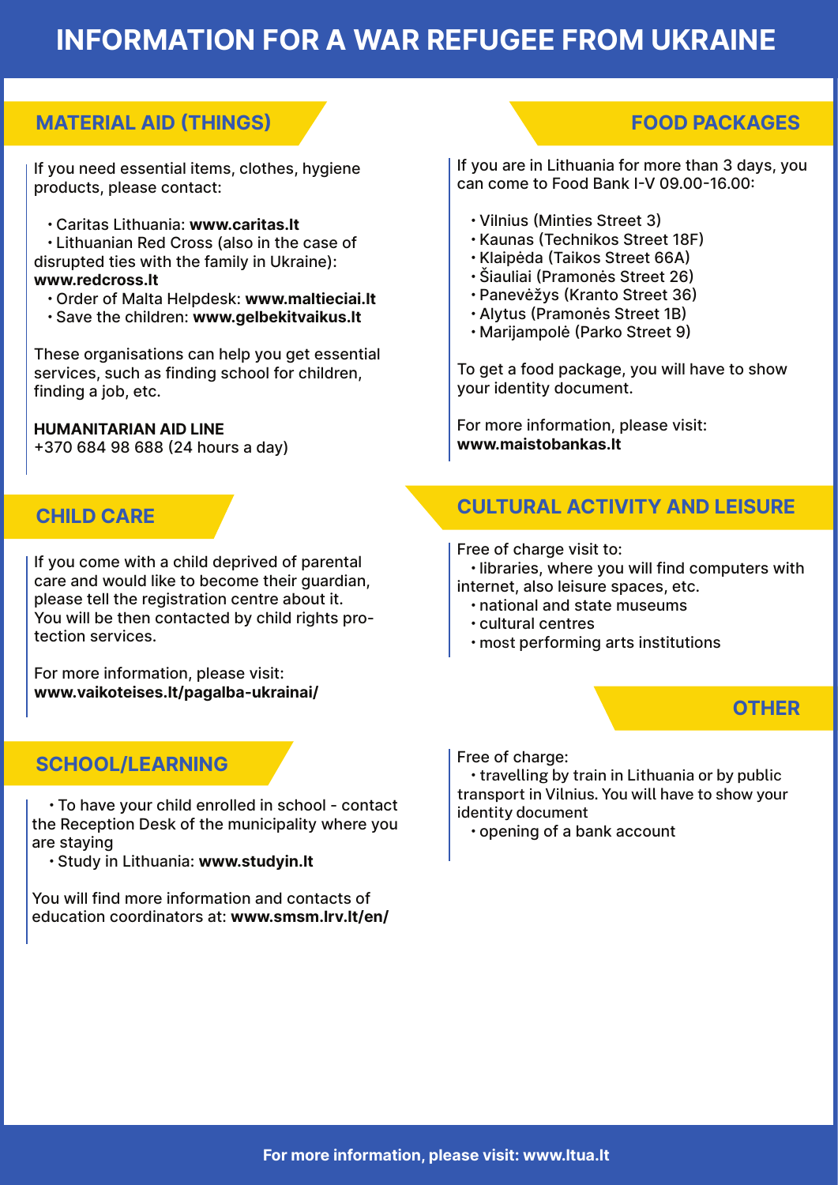# INFORMATION FOR A WAR REFUGEE FROM UKRAINE

## MATERIAL AID (THINGS)

If you need essential items, clothes, hygiene products, please contact:

- Caritas Lithuania: **www.caritas.lt**
- Lithuanian Red Cross (also in the case of disrupted ties with the family in Ukraine): **www.redcross.lt**
- Order of Malta Helpdesk: **www.maltieciai.lt**
- Save the children: **www.gelbekitvaikus.lt**

These organisations can help you get essential services, such as finding school for children, finding a job, etc.

**HUMANITARIAN AID LINE**
+370 684 98 688 (24 hours a day)

## CHILD CARE

If you come with a child deprived of parental care and would like to become their guardian, please tell the registration centre about it. You will be then contacted by child rights protection services.

For more information, please visit:
**www.vaikoteises.lt/pagalba-ukrainai/**

## SCHOOL/LEARNING

- To have your child enrolled in school - contact the Reception Desk of the municipality where you are staying
- Study in Lithuania: **www.studyin.lt**

You will find more information and contacts of education coordinators at: **www.smsm.lrv.lt/en/**

## FOOD PACKAGES

If you are in Lithuania for more than 3 days, you can come to Food Bank I-V 09.00-16.00:

- Vilnius (Minties Street 3)
- Kaunas (Technikos Street 18F)
- Klaipėda (Taikos Street 66A)
- Šiauliai (Pramonės Street 26)
- Panevėžys (Kranto Street 36)
- Alytus (Pramonės Street 1B)
- Marijampolė (Parko Street 9)

To get a food package, you will have to show your identity document.

For more information, please visit:
**www.maistobankas.lt**

## CULTURAL ACTIVITY AND LEISURE

Free of charge visit to:

- libraries, where you will find computers with internet, also leisure spaces, etc.
- national and state museums
- cultural centres
- most performing arts institutions

## OTHER

Free of charge:

- travelling by train in Lithuania or by public transport in Vilnius. You will have to show your identity document
- opening of a bank account

**For more information, please visit: www.ltua.lt**